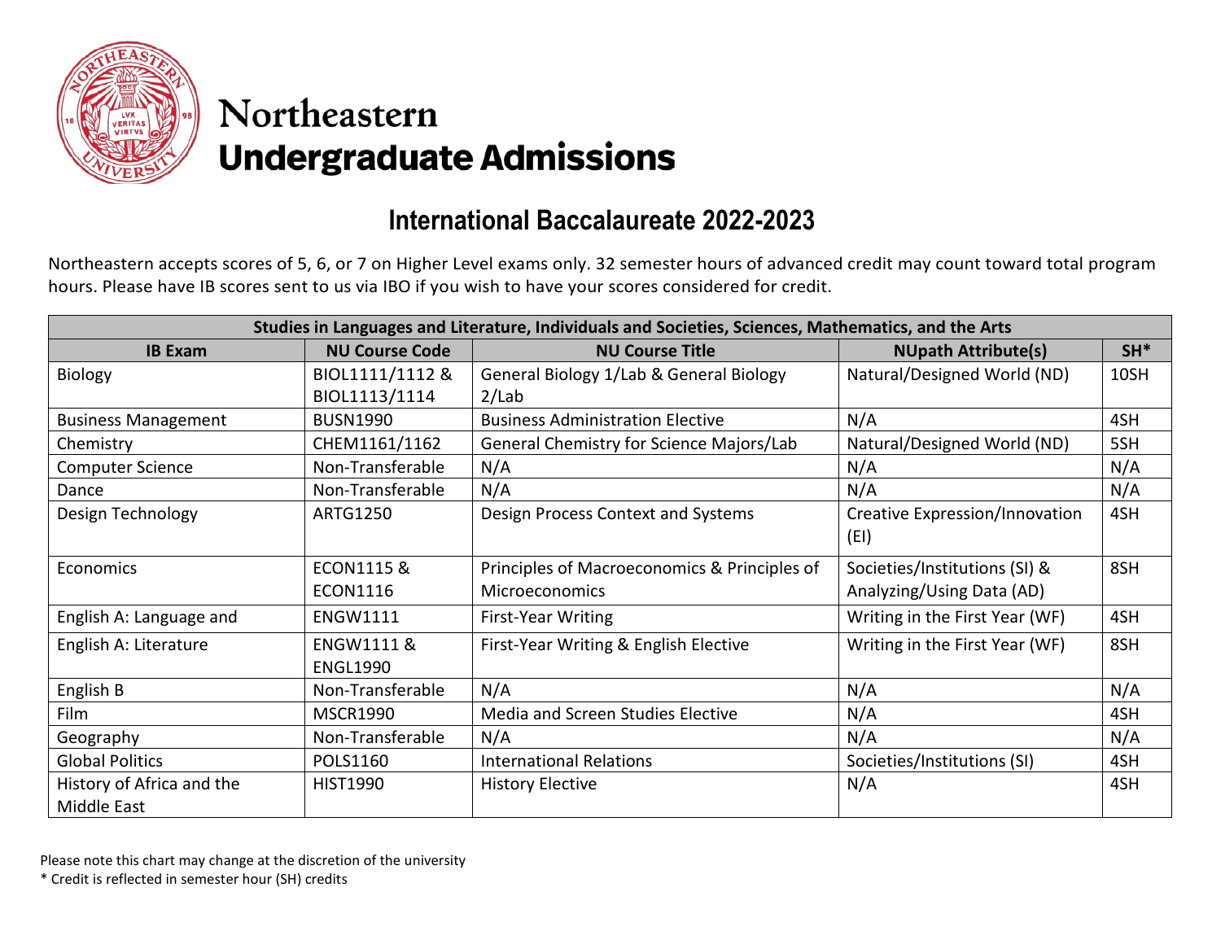# Northeastern Undergraduate Admissions

## International Baccalaureate 2022-2023

Northeastern accepts scores of 5, 6, or 7 on Higher Level exams only. 32 semester hours of advanced credit may count toward total program hours. Please have IB scores sent to us via IBO if you wish to have your scores considered for credit.

| Studies in Languages and Literature, Individuals and Societies, Sciences, Mathematics, and the Arts | | | | |
|---|---|---|---|---|
| **IB Exam** | **NU Course Code** | **NU Course Title** | **NUpath Attribute(s)** | **SH*** |
| Biology | BIOL1111/1112 & BIOL1113/1114 | General Biology 1/Lab & General Biology 2/Lab | Natural/Designed World (ND) | 10SH |
| Business Management | BUSN1990 | Business Administration Elective | N/A | 4SH |
| Chemistry | CHEM1161/1162 | General Chemistry for Science Majors/Lab | Natural/Designed World (ND) | 5SH |
| Computer Science | Non-Transferable | N/A | N/A | N/A |
| Dance | Non-Transferable | N/A | N/A | N/A |
| Design Technology | ARTG1250 | Design Process Context and Systems | Creative Expression/Innovation (EI) | 4SH |
| Economics | ECON1115 & ECON1116 | Principles of Macroeconomics & Principles of Microeconomics | Societies/Institutions (SI) & Analyzing/Using Data (AD) | 8SH |
| English A: Language and | ENGW1111 | First-Year Writing | Writing in the First Year (WF) | 4SH |
| English A: Literature | ENGW1111 & ENGL1990 | First-Year Writing & English Elective | Writing in the First Year (WF) | 8SH |
| English B | Non-Transferable | N/A | N/A | N/A |
| Film | MSCR1990 | Media and Screen Studies Elective | N/A | 4SH |
| Geography | Non-Transferable | N/A | N/A | N/A |
| Global Politics | POLS1160 | International Relations | Societies/Institutions (SI) | 4SH |
| History of Africa and the Middle East | HIST1990 | History Elective | N/A | 4SH |

Please note this chart may change at the discretion of the university

* Credit is reflected in semester hour (SH) credits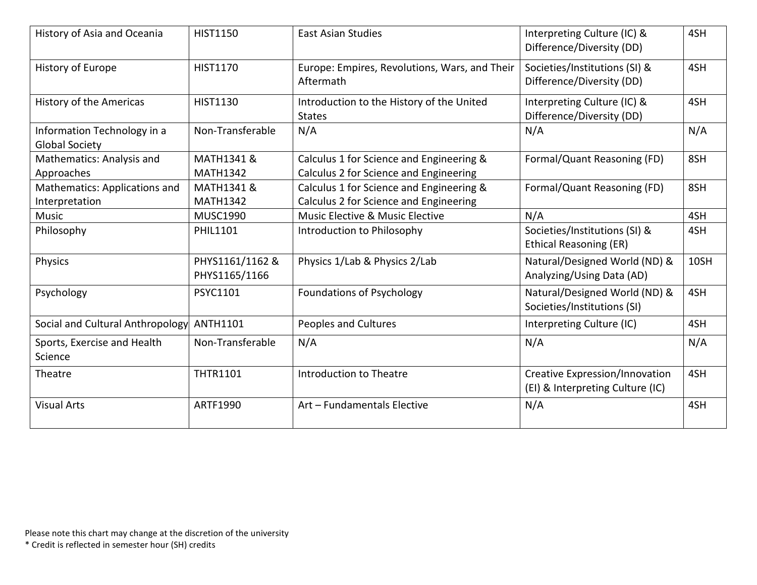| History of Asia and Oceania | HIST1150 | East Asian Studies | Interpreting Culture (IC) & Difference/Diversity (DD) | 4SH |
|---|---|---|---|---|
| History of Europe | HIST1170 | Europe: Empires, Revolutions, Wars, and Their Aftermath | Societies/Institutions (SI) & Difference/Diversity (DD) | 4SH |
| History of the Americas | HIST1130 | Introduction to the History of the United States | Interpreting Culture (IC) & Difference/Diversity (DD) | 4SH |
| Information Technology in a Global Society | Non-Transferable | N/A | N/A | N/A |
| Mathematics: Analysis and Approaches | MATH1341 & MATH1342 | Calculus 1 for Science and Engineering & Calculus 2 for Science and Engineering | Formal/Quant Reasoning (FD) | 8SH |
| Mathematics: Applications and Interpretation | MATH1341 & MATH1342 | Calculus 1 for Science and Engineering & Calculus 2 for Science and Engineering | Formal/Quant Reasoning (FD) | 8SH |
| Music | MUSC1990 | Music Elective & Music Elective | N/A | 4SH |
| Philosophy | PHIL1101 | Introduction to Philosophy | Societies/Institutions (SI) & Ethical Reasoning (ER) | 4SH |
| Physics | PHYS1161/1162 & PHYS1165/1166 | Physics 1/Lab & Physics 2/Lab | Natural/Designed World (ND) & Analyzing/Using Data (AD) | 10SH |
| Psychology | PSYC1101 | Foundations of Psychology | Natural/Designed World (ND) & Societies/Institutions (SI) | 4SH |
| Social and Cultural Anthropology | ANTH1101 | Peoples and Cultures | Interpreting Culture (IC) | 4SH |
| Sports, Exercise and Health Science | Non-Transferable | N/A | N/A | N/A |
| Theatre | THTR1101 | Introduction to Theatre | Creative Expression/Innovation (EI) & Interpreting Culture (IC) | 4SH |
| Visual Arts | ARTF1990 | Art – Fundamentals Elective | N/A | 4SH |

Please note this chart may change at the discretion of the university

* Credit is reflected in semester hour (SH) credits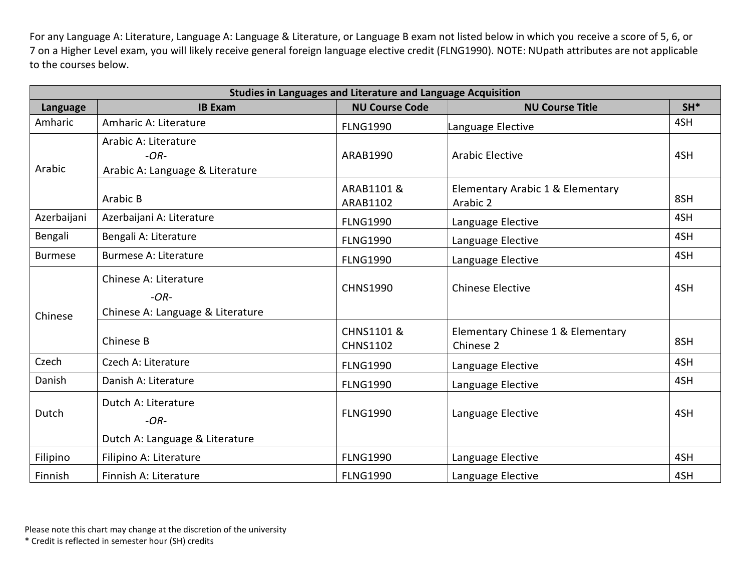For any Language A: Literature, Language A: Language & Literature, or Language B exam not listed below in which you receive a score of 5, 6, or 7 on a Higher Level exam, you will likely receive general foreign language elective credit (FLNG1990). NOTE: NUpath attributes are not applicable to the courses below.

| Studies in Languages and Literature and Language Acquisition | | | | |
|---|---|---|---|---|
| **Language** | **IB Exam** | **NU Course Code** | **NU Course Title** | **SH*** |
| Amharic | Amharic A: Literature | FLNG1990 | Language Elective | 4SH |
| Arabic | Arabic A: Literature *-OR-* Arabic A: Language & Literature | ARAB1990 | Arabic Elective | 4SH |
| | Arabic B | ARAB1101 & ARAB1102 | Elementary Arabic 1 & Elementary Arabic 2 | 8SH |
| Azerbaijani | Azerbaijani A: Literature | FLNG1990 | Language Elective | 4SH |
| Bengali | Bengali A: Literature | FLNG1990 | Language Elective | 4SH |
| Burmese | Burmese A: Literature | FLNG1990 | Language Elective | 4SH |
| Chinese | Chinese A: Literature *-OR-* Chinese A: Language & Literature | CHNS1990 | Chinese Elective | 4SH |
| | Chinese B | CHNS1101 & CHNS1102 | Elementary Chinese 1 & Elementary Chinese 2 | 8SH |
| Czech | Czech A: Literature | FLNG1990 | Language Elective | 4SH |
| Danish | Danish A: Literature | FLNG1990 | Language Elective | 4SH |
| Dutch | Dutch A: Literature *-OR-* Dutch A: Language & Literature | FLNG1990 | Language Elective | 4SH |
| Filipino | Filipino A: Literature | FLNG1990 | Language Elective | 4SH |
| Finnish | Finnish A: Literature | FLNG1990 | Language Elective | 4SH |

Please note this chart may change at the discretion of the university

* Credit is reflected in semester hour (SH) credits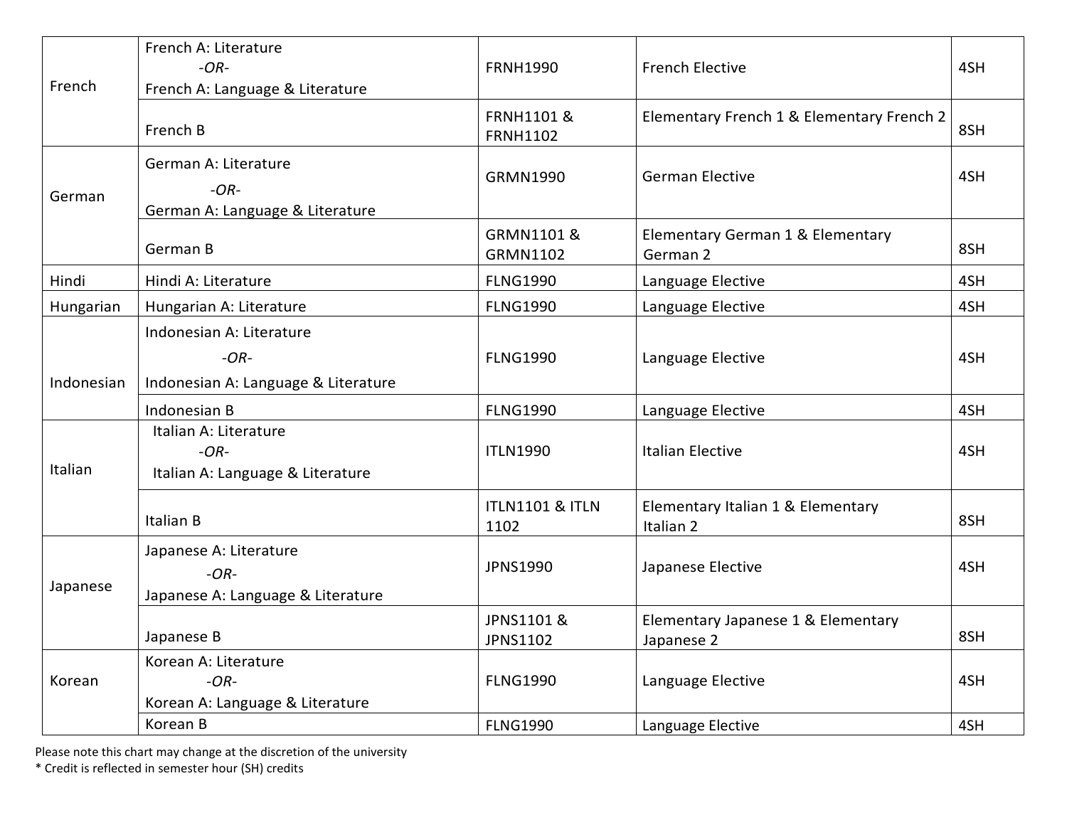| | | | | |
|---|---|---|---|---|
| French | French A: Literature *-OR-* French A: Language & Literature | FRNH1990 | French Elective | 4SH |
| | French B | FRNH1101 & FRNH1102 | Elementary French 1 & Elementary French 2 | 8SH |
| German | German A: Literature *-OR-* German A: Language & Literature | GRMN1990 | German Elective | 4SH |
| | German B | GRMN1101 & GRMN1102 | Elementary German 1 & Elementary German 2 | 8SH |
| Hindi | Hindi A: Literature | FLNG1990 | Language Elective | 4SH |
| Hungarian | Hungarian A: Literature | FLNG1990 | Language Elective | 4SH |
| Indonesian | Indonesian A: Literature *-OR-* Indonesian A: Language & Literature | FLNG1990 | Language Elective | 4SH |
| | Indonesian B | FLNG1990 | Language Elective | 4SH |
| Italian | Italian A: Literature *-OR-* Italian A: Language & Literature | ITLN1990 | Italian Elective | 4SH |
| | Italian B | ITLN1101 & ITLN 1102 | Elementary Italian 1 & Elementary Italian 2 | 8SH |
| Japanese | Japanese A: Literature *-OR-* Japanese A: Language & Literature | JPNS1990 | Japanese Elective | 4SH |
| | Japanese B | JPNS1101 & JPNS1102 | Elementary Japanese 1 & Elementary Japanese 2 | 8SH |
| Korean | Korean A: Literature *-OR-* Korean A: Language & Literature | FLNG1990 | Language Elective | 4SH |
| | Korean B | FLNG1990 | Language Elective | 4SH |

Please note this chart may change at the discretion of the university

* Credit is reflected in semester hour (SH) credits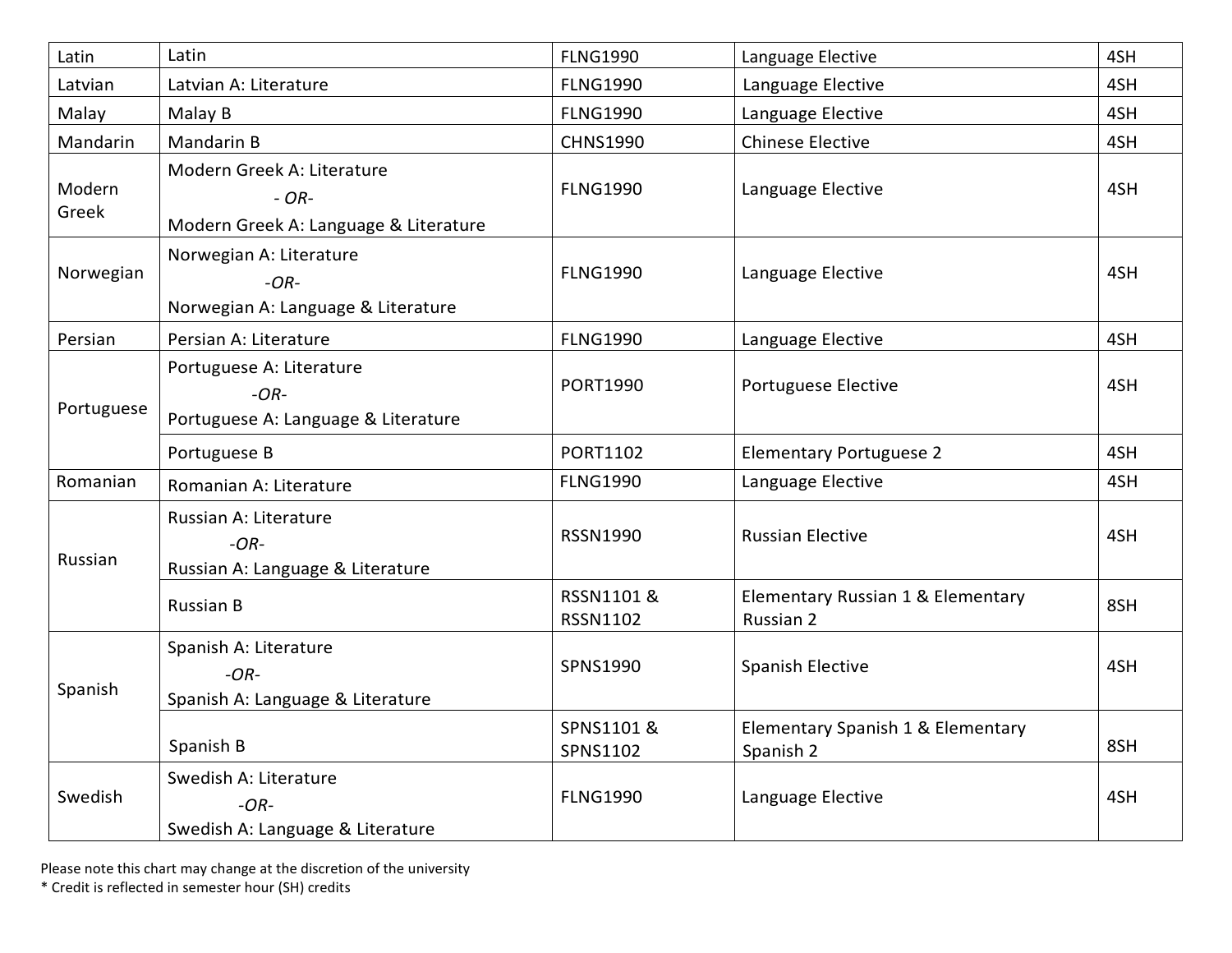| Latin | Latin | FLNG1990 | Language Elective | 4SH |
|---|---|---|---|---|
| Latvian | Latvian A: Literature | FLNG1990 | Language Elective | 4SH |
| Malay | Malay B | FLNG1990 | Language Elective | 4SH |
| Mandarin | Mandarin B | CHNS1990 | Chinese Elective | 4SH |
| Modern Greek | Modern Greek A: Literature *- OR-* Modern Greek A: Language & Literature | FLNG1990 | Language Elective | 4SH |
| Norwegian | Norwegian A: Literature *-OR-* Norwegian A: Language & Literature | FLNG1990 | Language Elective | 4SH |
| Persian | Persian A: Literature | FLNG1990 | Language Elective | 4SH |
| Portuguese | Portuguese A: Literature *-OR-* Portuguese A: Language & Literature | PORT1990 | Portuguese Elective | 4SH |
| | Portuguese B | PORT1102 | Elementary Portuguese 2 | 4SH |
| Romanian | Romanian A: Literature | FLNG1990 | Language Elective | 4SH |
| Russian | Russian A: Literature *-OR-* Russian A: Language & Literature | RSSN1990 | Russian Elective | 4SH |
| | Russian B | RSSN1101 & RSSN1102 | Elementary Russian 1 & Elementary Russian 2 | 8SH |
| Spanish | Spanish A: Literature *-OR-* Spanish A: Language & Literature | SPNS1990 | Spanish Elective | 4SH |
| | Spanish B | SPNS1101 & SPNS1102 | Elementary Spanish 1 & Elementary Spanish 2 | 8SH |
| Swedish | Swedish A: Literature *-OR-* Swedish A: Language & Literature | FLNG1990 | Language Elective | 4SH |

Please note this chart may change at the discretion of the university

* Credit is reflected in semester hour (SH) credits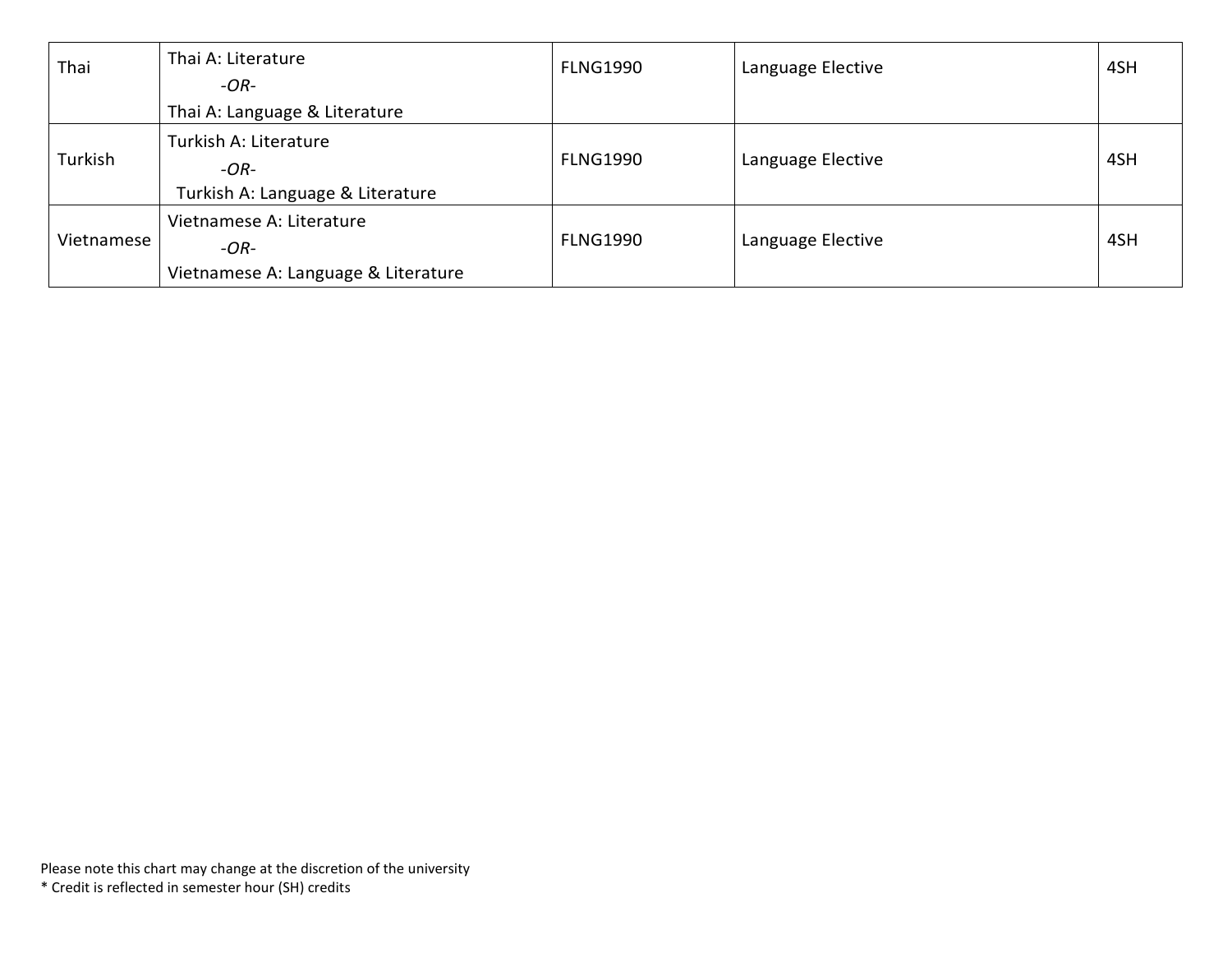| | | | | |
|---|---|---|---|---|
| Thai | Thai A: Literature *-OR-* Thai A: Language & Literature | FLNG1990 | Language Elective | 4SH |
| Turkish | Turkish A: Literature *-OR-* Turkish A: Language & Literature | FLNG1990 | Language Elective | 4SH |
| Vietnamese | Vietnamese A: Literature *-OR-* Vietnamese A: Language & Literature | FLNG1990 | Language Elective | 4SH |

Please note this chart may change at the discretion of the university
* Credit is reflected in semester hour (SH) credits